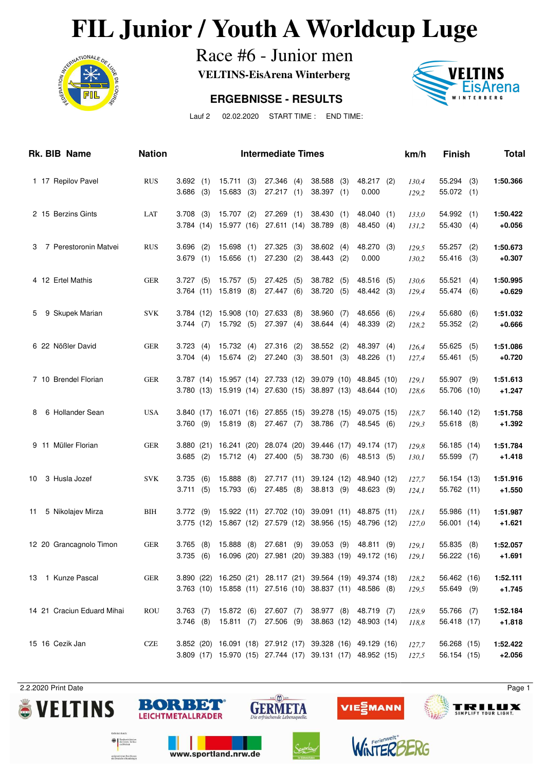# FIL Junior / Youth A Worldcup Luge

## Race #6 - Junior men

**VELTINS-EisArena Winterberg**

### ERGEBNISSE - RESULTS

Lauf 2 02.02.2020 START TIME : END TIME:

| Rk. | BIB | Name | Nation | Intermediate Times | | | | | km/h | Finish | Total |
|---|---|---|---|---|---|---|---|---|---|---|---|
| 1 | 17 | Repilov Pavel | RUS | 3.692 (1) | 15.711 (3) | 27.346 (4) | 38.588 (3) | 48.217 (2) | *130,4* | 55.294 (3) | **1:50.366** |
| | | | | 3.686 (3) | 15.683 (3) | 27.217 (1) | 38.397 (1) | 0.000 | *129,2* | 55.072 (1) | |
| 2 | 15 | Berzins Gints | LAT | 3.708 (3) | 15.707 (2) | 27.269 (1) | 38.430 (1) | 48.040 (1) | *133,0* | 54.992 (1) | **1:50.422** |
| | | | | 3.784 (14) | 15.977 (16) | 27.611 (14) | 38.789 (8) | 48.450 (4) | *131,2* | 55.430 (4) | **+0.056** |
| 3 | 7 | Perestoronin Matvei | RUS | 3.696 (2) | 15.698 (1) | 27.325 (3) | 38.602 (4) | 48.270 (3) | *129,5* | 55.257 (2) | **1:50.673** |
| | | | | 3.679 (1) | 15.656 (1) | 27.230 (2) | 38.443 (2) | 0.000 | *130,2* | 55.416 (3) | **+0.307** |
| 4 | 12 | Ertel Mathis | GER | 3.727 (5) | 15.757 (5) | 27.425 (5) | 38.782 (5) | 48.516 (5) | *130,6* | 55.521 (4) | **1:50.995** |
| | | | | 3.764 (11) | 15.819 (8) | 27.447 (6) | 38.720 (5) | 48.442 (3) | *129,4* | 55.474 (6) | **+0.629** |
| 5 | 9 | Skupek Marian | SVK | 3.784 (12) | 15.908 (10) | 27.633 (8) | 38.960 (7) | 48.656 (6) | *129,4* | 55.680 (6) | **1:51.032** |
| | | | | 3.744 (7) | 15.792 (5) | 27.397 (4) | 38.644 (4) | 48.339 (2) | *128,2* | 55.352 (2) | **+0.666** |
| 6 | 22 | Nößler David | GER | 3.723 (4) | 15.732 (4) | 27.316 (2) | 38.552 (2) | 48.397 (4) | *126,4* | 55.625 (5) | **1:51.086** |
| | | | | 3.704 (4) | 15.674 (2) | 27.240 (3) | 38.501 (3) | 48.226 (1) | *127,4* | 55.461 (5) | **+0.720** |
| 7 | 10 | Brendel Florian | GER | 3.787 (14) | 15.957 (14) | 27.733 (12) | 39.079 (10) | 48.845 (10) | *129,1* | 55.907 (9) | **1:51.613** |
| | | | | 3.780 (13) | 15.919 (14) | 27.630 (15) | 38.897 (13) | 48.644 (10) | *128,6* | 55.706 (10) | **+1.247** |
| 8 | 6 | Hollander Sean | USA | 3.840 (17) | 16.071 (16) | 27.855 (15) | 39.278 (15) | 49.075 (15) | *128,7* | 56.140 (12) | **1:51.758** |
| | | | | 3.760 (9) | 15.819 (8) | 27.467 (7) | 38.786 (7) | 48.545 (6) | *129,3* | 55.618 (8) | **+1.392** |
| 9 | 11 | Müller Florian | GER | 3.880 (21) | 16.241 (20) | 28.074 (20) | 39.446 (17) | 49.174 (17) | *129,8* | 56.185 (14) | **1:51.784** |
| | | | | 3.685 (2) | 15.712 (4) | 27.400 (5) | 38.730 (6) | 48.513 (5) | *130,1* | 55.599 (7) | **+1.418** |
| 10 | 3 | Husla Jozef | SVK | 3.735 (6) | 15.888 (8) | 27.717 (11) | 39.124 (12) | 48.940 (12) | *127,7* | 56.154 (13) | **1:51.916** |
| | | | | 3.711 (5) | 15.793 (6) | 27.485 (8) | 38.813 (9) | 48.623 (9) | *124,1* | 55.762 (11) | **+1.550** |
| 11 | 5 | Nikolajev Mirza | BIH | 3.772 (9) | 15.922 (11) | 27.702 (10) | 39.091 (11) | 48.875 (11) | *128,1* | 55.986 (11) | **1:51.987** |
| | | | | 3.775 (12) | 15.867 (12) | 27.579 (12) | 38.956 (15) | 48.796 (12) | *127,0* | 56.001 (14) | **+1.621** |
| 12 | 20 | Grancagnolo Timon | GER | 3.765 (8) | 15.888 (8) | 27.681 (9) | 39.053 (9) | 48.811 (9) | *129,1* | 55.835 (8) | **1:52.057** |
| | | | | 3.735 (6) | 16.096 (20) | 27.981 (20) | 39.383 (19) | 49.172 (16) | *129,1* | 56.222 (16) | **+1.691** |
| 13 | 1 | Kunze Pascal | GER | 3.890 (22) | 16.250 (21) | 28.117 (21) | 39.564 (19) | 49.374 (18) | *128,2* | 56.462 (16) | **1:52.111** |
| | | | | 3.763 (10) | 15.858 (11) | 27.516 (10) | 38.837 (11) | 48.586 (8) | *129,5* | 55.649 (9) | **+1.745** |
| 14 | 21 | Craciun Eduard Mihai | ROU | 3.763 (7) | 15.872 (6) | 27.607 (7) | 38.977 (8) | 48.719 (7) | *128,9* | 55.766 (7) | **1:52.184** |
| | | | | 3.746 (8) | 15.811 (7) | 27.506 (9) | 38.863 (12) | 48.903 (14) | *118,8* | 56.418 (17) | **+1.818** |
| 15 | 16 | Cezik Jan | CZE | 3.852 (20) | 16.091 (18) | 27.912 (17) | 39.328 (16) | 49.129 (16) | *127,7* | 56.268 (15) | **1:52.422** |
| | | | | 3.809 (17) | 15.970 (15) | 27.744 (17) | 39.131 (17) | 48.952 (15) | *127,5* | 56.154 (15) | **+2.056** |

2.2.2020 Print Date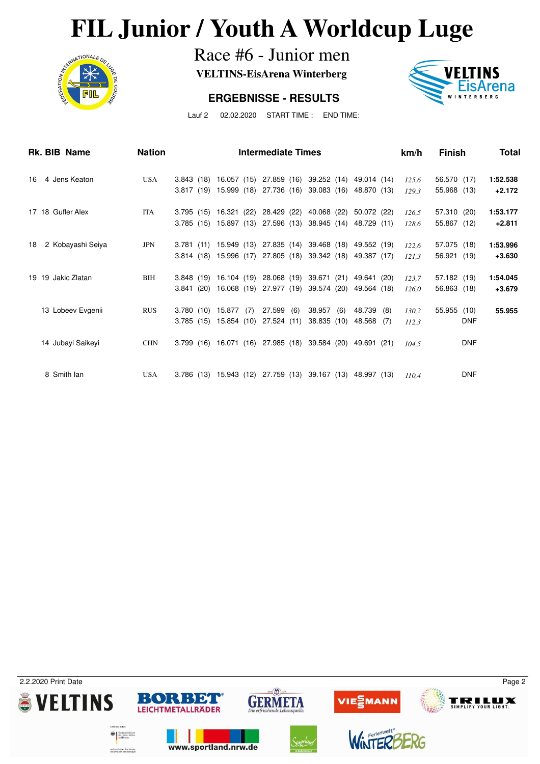# FIL Junior / Youth A Worldcup Luge

## Race #6 - Junior men

**VELTINS-EisArena Winterberg**

**ERGEBNISSE - RESULTS**

Lauf 2 02.02.2020 START TIME : END TIME:

| Rk. | BIB | Name | Nation | Intermediate Times | | | | | km/h | Finish | Total |
|---|---|---|---|---|---|---|---|---|---|---|---|
| 16 | 4 | Jens Keaton | USA | 3.843 (18) | 16.057 (15) | 27.859 (16) | 39.252 (14) | 49.014 (14) | *125,6* | 56.570 (17) | **1:52.538** |
| | | | | 3.817 (19) | 15.999 (18) | 27.736 (16) | 39.083 (16) | 48.870 (13) | *129,3* | 55.968 (13) | **+2.172** |
| 17 | 18 | Gufler Alex | ITA | 3.795 (15) | 16.321 (22) | 28.429 (22) | 40.068 (22) | 50.072 (22) | *126,5* | 57.310 (20) | **1:53.177** |
| | | | | 3.785 (15) | 15.897 (13) | 27.596 (13) | 38.945 (14) | 48.729 (11) | *128,6* | 55.867 (12) | **+2.811** |
| 18 | 2 | Kobayashi Seiya | JPN | 3.781 (11) | 15.949 (13) | 27.835 (14) | 39.468 (18) | 49.552 (19) | *122,6* | 57.075 (18) | **1:53.996** |
| | | | | 3.814 (18) | 15.996 (17) | 27.805 (18) | 39.342 (18) | 49.387 (17) | *121,3* | 56.921 (19) | **+3.630** |
| 19 | 19 | Jakic Zlatan | BIH | 3.848 (19) | 16.104 (19) | 28.068 (19) | 39.671 (21) | 49.641 (20) | *123,7* | 57.182 (19) | **1:54.045** |
| | | | | 3.841 (20) | 16.068 (19) | 27.977 (19) | 39.574 (20) | 49.564 (18) | *126,0* | 56.863 (18) | **+3.679** |
| | 13 | Lobeev Evgenii | RUS | 3.780 (10) | 15.877 (7) | 27.599 (6) | 38.957 (6) | 48.739 (8) | *130,2* | 55.955 (10) | **55.955** |
| | | | | 3.785 (15) | 15.854 (10) | 27.524 (11) | 38.835 (10) | 48.568 (7) | *112,3* | DNF | |
| | 14 | Jubayi Saikeyi | CHN | 3.799 (16) | 16.071 (16) | 27.985 (18) | 39.584 (20) | 49.691 (21) | *104,5* | DNF | |
| | 8 | Smith Ian | USA | 3.786 (13) | 15.943 (12) | 27.759 (13) | 39.167 (13) | 48.997 (13) | *110,4* | DNF | |

2.2.2020 Print Date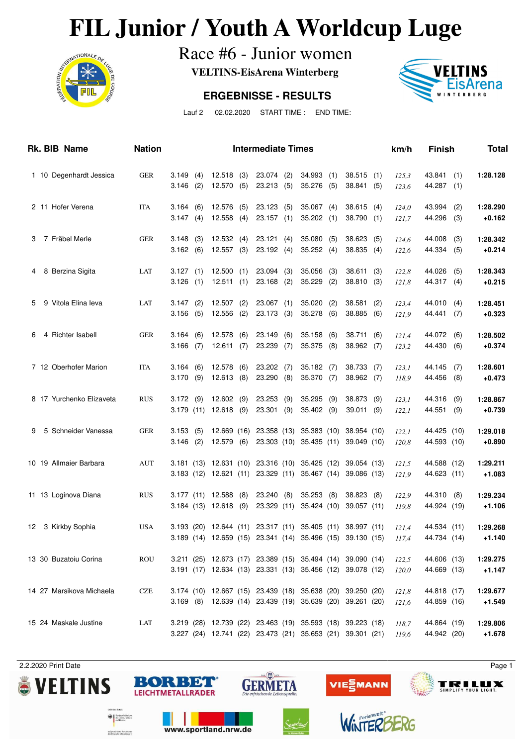# FIL Junior / Youth A Worldcup Luge

## Race #6 - Junior women

### VELTINS-EisArena Winterberg

### ERGEBNISSE - RESULTS

Lauf 2 02.02.2020 START TIME : END TIME:

| Rk. | BIB | Name | Nation | Intermediate Times | | | | | km/h | Finish | Total |
|---|---|---|---|---|---|---|---|---|---|---|---|
| 1 | 10 | Degenhardt Jessica | GER | 3.149 (4) | 12.518 (3) | 23.074 (2) | 34.993 (1) | 38.515 (1) | 125,3 | 43.841 (1) | 1:28.128 |
| | | | | 3.146 (2) | 12.570 (5) | 23.213 (5) | 35.276 (5) | 38.841 (5) | 123,6 | 44.287 (1) | |
| 2 | 11 | Hofer Verena | ITA | 3.164 (6) | 12.576 (5) | 23.123 (5) | 35.067 (4) | 38.615 (4) | 124,0 | 43.994 (2) | 1:28.290 |
| | | | | 3.147 (4) | 12.558 (4) | 23.157 (1) | 35.202 (1) | 38.790 (1) | 121,7 | 44.296 (3) | +0.162 |
| 3 | 7 | Fräbel Merle | GER | 3.148 (3) | 12.532 (4) | 23.121 (4) | 35.080 (5) | 38.623 (5) | 124,6 | 44.008 (3) | 1:28.342 |
| | | | | 3.162 (6) | 12.557 (3) | 23.192 (4) | 35.252 (4) | 38.835 (4) | 122,6 | 44.334 (5) | +0.214 |
| 4 | 8 | Berzina Sigita | LAT | 3.127 (1) | 12.500 (1) | 23.094 (3) | 35.056 (3) | 38.611 (3) | 122,8 | 44.026 (5) | 1:28.343 |
| | | | | 3.126 (1) | 12.511 (1) | 23.168 (2) | 35.229 (2) | 38.810 (3) | 121,8 | 44.317 (4) | +0.215 |
| 5 | 9 | Vitola Elina Ieva | LAT | 3.147 (2) | 12.507 (2) | 23.067 (1) | 35.020 (2) | 38.581 (2) | 123,4 | 44.010 (4) | 1:28.451 |
| | | | | 3.156 (5) | 12.556 (2) | 23.173 (3) | 35.278 (6) | 38.885 (6) | 121,9 | 44.441 (7) | +0.323 |
| 6 | 4 | Richter Isabell | GER | 3.164 (6) | 12.578 (6) | 23.149 (6) | 35.158 (6) | 38.711 (6) | 121,4 | 44.072 (6) | 1:28.502 |
| | | | | 3.166 (7) | 12.611 (7) | 23.239 (7) | 35.375 (8) | 38.962 (7) | 123,2 | 44.430 (6) | +0.374 |
| 7 | 12 | Oberhofer Marion | ITA | 3.164 (6) | 12.578 (6) | 23.202 (7) | 35.182 (7) | 38.733 (7) | 123,1 | 44.145 (7) | 1:28.601 |
| | | | | 3.170 (9) | 12.613 (8) | 23.290 (8) | 35.370 (7) | 38.962 (7) | 118,9 | 44.456 (8) | +0.473 |
| 8 | 17 | Yurchenko Elizaveta | RUS | 3.172 (9) | 12.602 (9) | 23.253 (9) | 35.295 (9) | 38.873 (9) | 123,1 | 44.316 (9) | 1:28.867 |
| | | | | 3.179 (11) | 12.618 (9) | 23.301 (9) | 35.402 (9) | 39.011 (9) | 122,1 | 44.551 (9) | +0.739 |
| 9 | 5 | Schneider Vanessa | GER | 3.153 (5) | 12.669 (16) | 23.358 (13) | 35.383 (10) | 38.954 (10) | 122,1 | 44.425 (10) | 1:29.018 |
| | | | | 3.146 (2) | 12.579 (6) | 23.303 (10) | 35.435 (11) | 39.049 (10) | 120,8 | 44.593 (10) | +0.890 |
| 10 | 19 | Allmaier Barbara | AUT | 3.181 (13) | 12.631 (10) | 23.316 (10) | 35.425 (12) | 39.054 (13) | 121,5 | 44.588 (12) | 1:29.211 |
| | | | | 3.183 (12) | 12.621 (11) | 23.329 (11) | 35.467 (14) | 39.086 (13) | 121,9 | 44.623 (11) | +1.083 |
| 11 | 13 | Loginova Diana | RUS | 3.177 (11) | 12.588 (8) | 23.240 (8) | 35.253 (8) | 38.823 (8) | 122,9 | 44.310 (8) | 1:29.234 |
| | | | | 3.184 (13) | 12.618 (9) | 23.329 (11) | 35.424 (10) | 39.057 (11) | 119,8 | 44.924 (19) | +1.106 |
| 12 | 3 | Kirkby Sophia | USA | 3.193 (20) | 12.644 (11) | 23.317 (11) | 35.405 (11) | 38.997 (11) | 121,4 | 44.534 (11) | 1:29.268 |
| | | | | 3.189 (14) | 12.659 (15) | 23.341 (14) | 35.496 (15) | 39.130 (15) | 117,4 | 44.734 (14) | +1.140 |
| 13 | 30 | Buzatoiu Corina | ROU | 3.211 (25) | 12.673 (17) | 23.389 (15) | 35.494 (14) | 39.090 (14) | 122,5 | 44.606 (13) | 1:29.275 |
| | | | | 3.191 (17) | 12.634 (13) | 23.331 (13) | 35.456 (12) | 39.078 (12) | 120,0 | 44.669 (13) | +1.147 |
| 14 | 27 | Marsikova Michaela | CZE | 3.174 (10) | 12.667 (15) | 23.439 (18) | 35.638 (20) | 39.250 (20) | 121,8 | 44.818 (17) | 1:29.677 |
| | | | | 3.169 (8) | 12.639 (14) | 23.439 (19) | 35.639 (20) | 39.261 (20) | 121,6 | 44.859 (16) | +1.549 |
| 15 | 24 | Maskale Justine | LAT | 3.219 (28) | 12.739 (22) | 23.463 (19) | 35.593 (18) | 39.223 (18) | 118,7 | 44.864 (19) | 1:29.806 |
| | | | | 3.227 (24) | 12.741 (22) | 23.473 (21) | 35.653 (21) | 39.301 (21) | 119,6 | 44.942 (20) | +1.678 |

2.2.2020 Print Date

www.sportland.nrw.de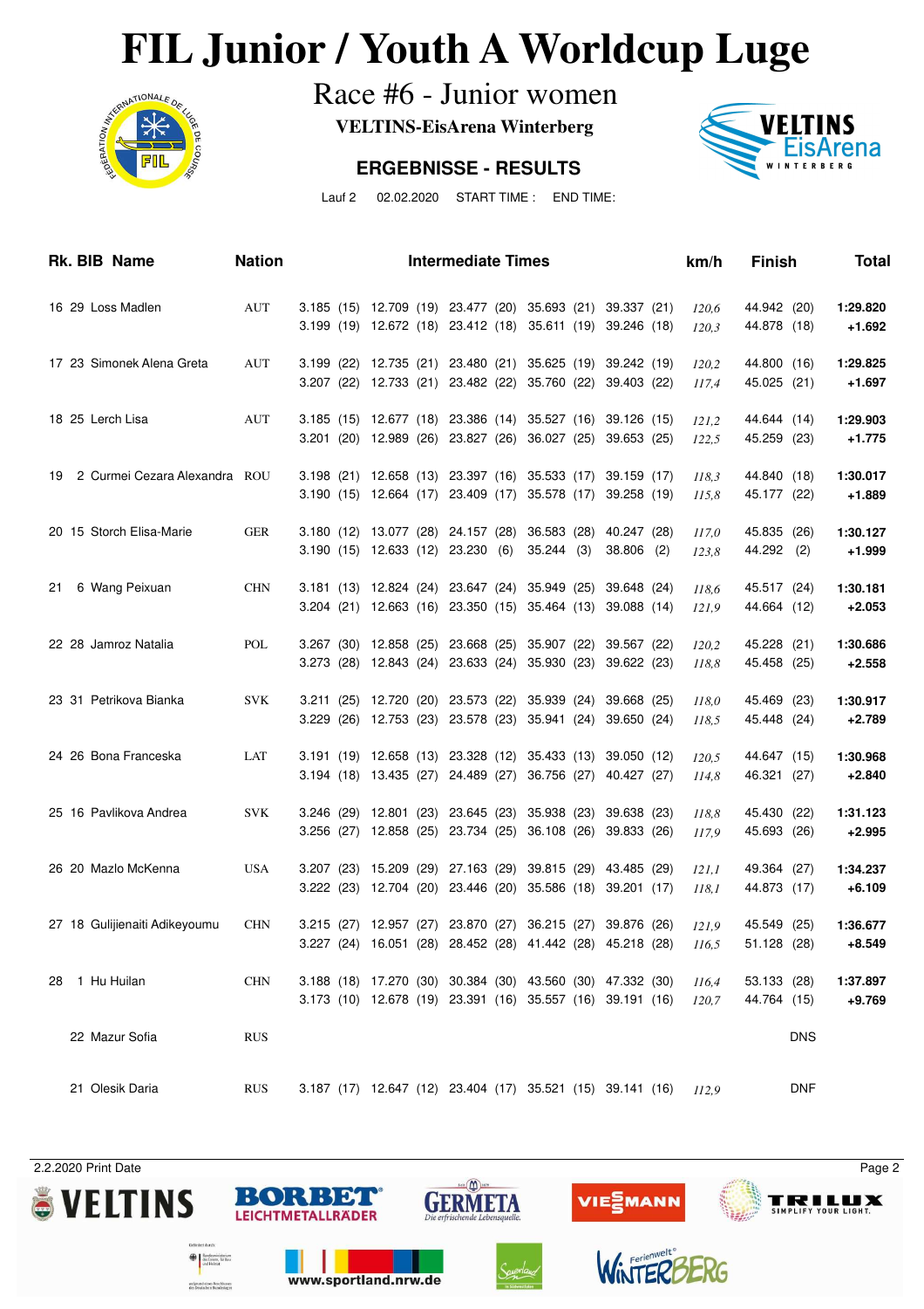# FIL Junior / Youth A Worldcup Luge

## Race #6 - Junior women

**VELTINS-EisArena Winterberg**

### ERGEBNISSE - RESULTS

Lauf 2 02.02.2020 START TIME : END TIME:

| Rk. | BIB | Name | Nation | Intermediate Times | | | | | km/h | Finish | Total |
|---|---|---|---|---|---|---|---|---|---|---|---|
| 16 | 29 | Loss Madlen | AUT | 3.185 (15) | 12.709 (19) | 23.477 (20) | 35.693 (21) | 39.337 (21) | *120,6* | 44.942 (20) | **1:29.820** |
| | | | | 3.199 (19) | 12.672 (18) | 23.412 (18) | 35.611 (19) | 39.246 (18) | *120,3* | 44.878 (18) | **+1.692** |
| 17 | 23 | Simonek Alena Greta | AUT | 3.199 (22) | 12.735 (21) | 23.480 (21) | 35.625 (19) | 39.242 (19) | *120,2* | 44.800 (16) | **1:29.825** |
| | | | | 3.207 (22) | 12.733 (21) | 23.482 (22) | 35.760 (22) | 39.403 (22) | *117,4* | 45.025 (21) | **+1.697** |
| 18 | 25 | Lerch Lisa | AUT | 3.185 (15) | 12.677 (18) | 23.386 (14) | 35.527 (16) | 39.126 (15) | *121,2* | 44.644 (14) | **1:29.903** |
| | | | | 3.201 (20) | 12.989 (26) | 23.827 (26) | 36.027 (25) | 39.653 (25) | *122,5* | 45.259 (23) | **+1.775** |
| 19 | 2 | Curmei Cezara Alexandra | ROU | 3.198 (21) | 12.658 (13) | 23.397 (16) | 35.533 (17) | 39.159 (17) | *118,3* | 44.840 (18) | **1:30.017** |
| | | | | 3.190 (15) | 12.664 (17) | 23.409 (17) | 35.578 (17) | 39.258 (19) | *115,8* | 45.177 (22) | **+1.889** |
| 20 | 15 | Storch Elisa-Marie | GER | 3.180 (12) | 13.077 (28) | 24.157 (28) | 36.583 (28) | 40.247 (28) | *117,0* | 45.835 (26) | **1:30.127** |
| | | | | 3.190 (15) | 12.633 (12) | 23.230 (6) | 35.244 (3) | 38.806 (2) | *123,8* | 44.292 (2) | **+1.999** |
| 21 | 6 | Wang Peixuan | CHN | 3.181 (13) | 12.824 (24) | 23.647 (24) | 35.949 (25) | 39.648 (24) | *118,6* | 45.517 (24) | **1:30.181** |
| | | | | 3.204 (21) | 12.663 (16) | 23.350 (15) | 35.464 (13) | 39.088 (14) | *121,9* | 44.664 (12) | **+2.053** |
| 22 | 28 | Jamroz Natalia | POL | 3.267 (30) | 12.858 (25) | 23.668 (25) | 35.907 (22) | 39.567 (22) | *120,2* | 45.228 (21) | **1:30.686** |
| | | | | 3.273 (28) | 12.843 (24) | 23.633 (24) | 35.930 (23) | 39.622 (23) | *118,8* | 45.458 (25) | **+2.558** |
| 23 | 31 | Petrikova Bianka | SVK | 3.211 (25) | 12.720 (20) | 23.573 (22) | 35.939 (24) | 39.668 (25) | *118,0* | 45.469 (23) | **1:30.917** |
| | | | | 3.229 (26) | 12.753 (23) | 23.578 (23) | 35.941 (24) | 39.650 (24) | *118,5* | 45.448 (24) | **+2.789** |
| 24 | 26 | Bona Franceska | LAT | 3.191 (19) | 12.658 (13) | 23.328 (12) | 35.433 (13) | 39.050 (12) | *120,5* | 44.647 (15) | **1:30.968** |
| | | | | 3.194 (18) | 13.435 (27) | 24.489 (27) | 36.756 (27) | 40.427 (27) | *114,8* | 46.321 (27) | **+2.840** |
| 25 | 16 | Pavlikova Andrea | SVK | 3.246 (29) | 12.801 (23) | 23.645 (23) | 35.938 (23) | 39.638 (23) | *118,8* | 45.430 (22) | **1:31.123** |
| | | | | 3.256 (27) | 12.858 (25) | 23.734 (25) | 36.108 (26) | 39.833 (26) | *117,9* | 45.693 (26) | **+2.995** |
| 26 | 20 | Mazlo McKenna | USA | 3.207 (23) | 15.209 (29) | 27.163 (29) | 39.815 (29) | 43.485 (29) | *121,1* | 49.364 (27) | **1:34.237** |
| | | | | 3.222 (23) | 12.704 (20) | 23.446 (20) | 35.586 (18) | 39.201 (17) | *118,1* | 44.873 (17) | **+6.109** |
| 27 | 18 | Gulijienaiti Adikeyoumu | CHN | 3.215 (27) | 12.957 (27) | 23.870 (27) | 36.215 (27) | 39.876 (26) | *121,9* | 45.549 (25) | **1:36.677** |
| | | | | 3.227 (24) | 16.051 (28) | 28.452 (28) | 41.442 (28) | 45.218 (28) | *116,5* | 51.128 (28) | **+8.549** |
| 28 | 1 | Hu Huilan | CHN | 3.188 (18) | 17.270 (30) | 30.384 (30) | 43.560 (30) | 47.332 (30) | *116,4* | 53.133 (28) | **1:37.897** |
| | | | | 3.173 (10) | 12.678 (19) | 23.391 (16) | 35.557 (16) | 39.191 (16) | *120,7* | 44.764 (15) | **+9.769** |
| | 22 | Mazur Sofia | RUS | | | | | | | DNS | |
| | 21 | Olesik Daria | RUS | 3.187 (17) | 12.647 (12) | 23.404 (17) | 35.521 (15) | 39.141 (16) | *112,9* | DNF | |

2.2.2020 Print Date

www.sportland.nrw.de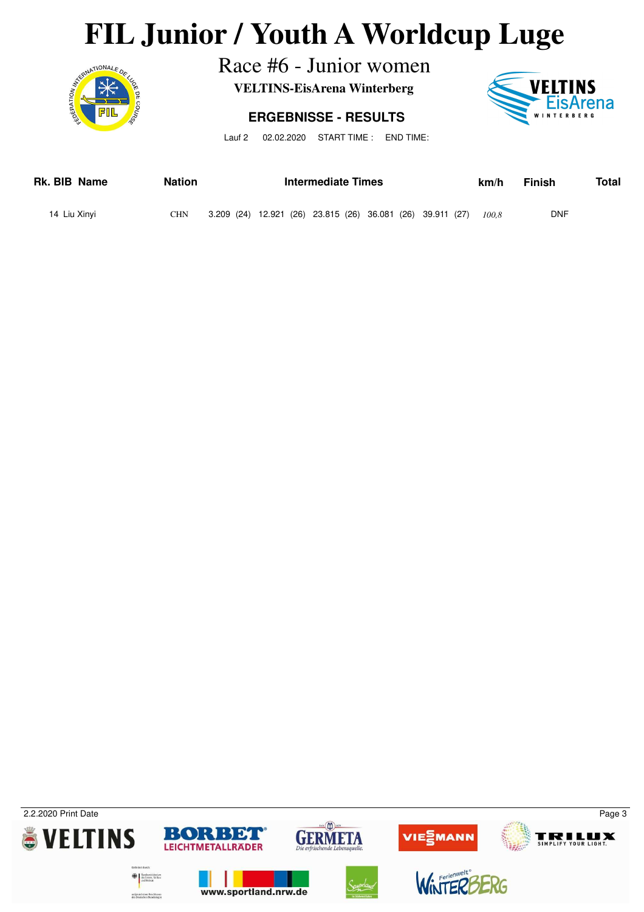# FIL Junior / Youth A Worldcup Luge

## Race #6 - Junior women

**VELTINS-EisArena Winterberg**

**ERGEBNISSE - RESULTS**

Lauf 2 02.02.2020 START TIME : END TIME:

| Rk. | BIB | Name | Nation | Intermediate Times | | | | | km/h | Finish | Total |
|---|---|---|---|---|---|---|---|---|---|---|---|
| | 14 | Liu Xinyi | CHN | 3.209 (24) | 12.921 (26) | 23.815 (26) | 36.081 (26) | 39.911 (27) | *100,8* | DNF | |

2.2.2020 Print Date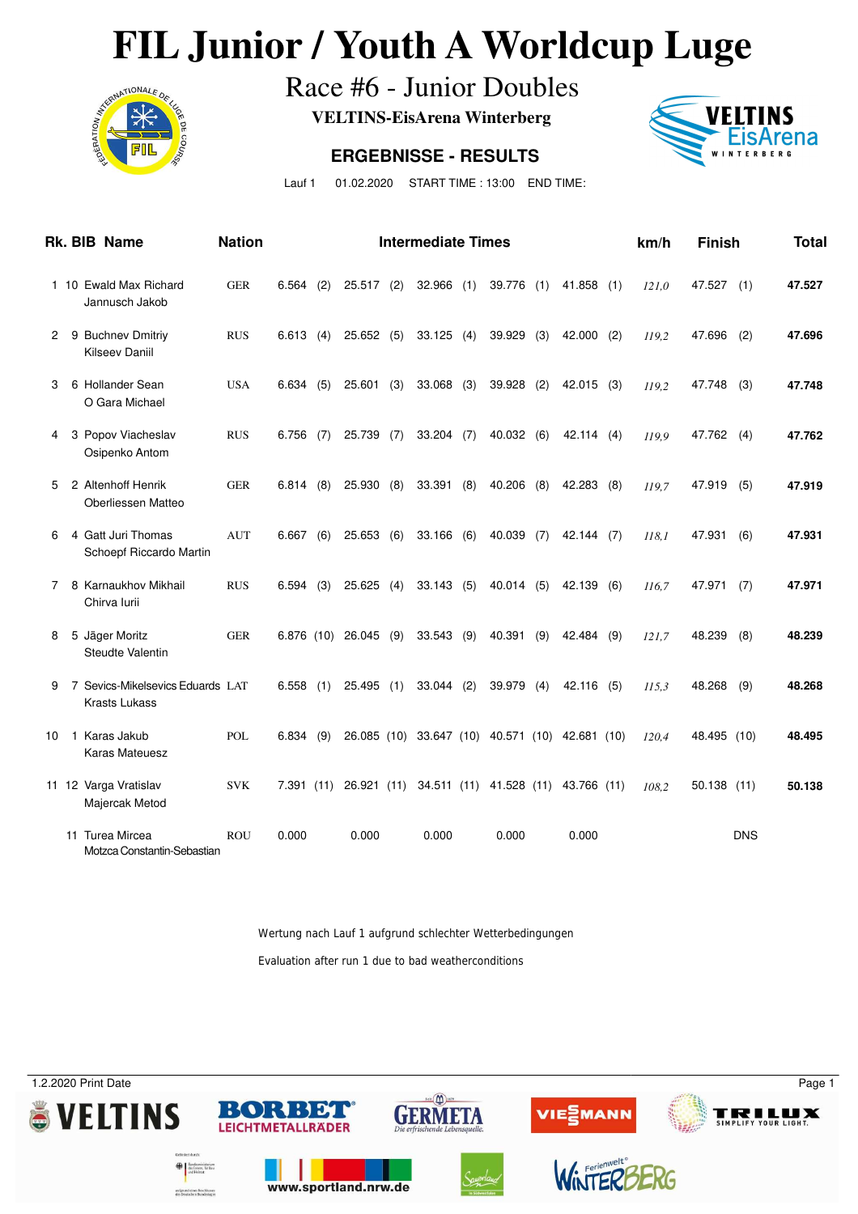# FIL Junior / Youth A Worldcup Luge

## Race #6 - Junior Doubles

### VELTINS-EisArena Winterberg

### ERGEBNISSE - RESULTS

Lauf 1 01.02.2020 START TIME : 13:00 END TIME:

| Rk. | BIB | Name | Nation | Intermediate Times | | | | | km/h | Finish | Total |
|---|---|---|---|---|---|---|---|---|---|---|---|
| 1 | 10 | Ewald Max Richard<br>Jannusch Jakob | GER | 6.564 (2) | 25.517 (2) | 32.966 (1) | 39.776 (1) | 41.858 (1) | *121,0* | 47.527 (1) | **47.527** |
| 2 | 9 | Buchnev Dmitriy<br>Kilseev Daniil | RUS | 6.613 (4) | 25.652 (5) | 33.125 (4) | 39.929 (3) | 42.000 (2) | *119,2* | 47.696 (2) | **47.696** |
| 3 | 6 | Hollander Sean<br>O Gara Michael | USA | 6.634 (5) | 25.601 (3) | 33.068 (3) | 39.928 (2) | 42.015 (3) | *119,2* | 47.748 (3) | **47.748** |
| 4 | 3 | Popov Viacheslav<br>Osipenko Antom | RUS | 6.756 (7) | 25.739 (7) | 33.204 (7) | 40.032 (6) | 42.114 (4) | *119,9* | 47.762 (4) | **47.762** |
| 5 | 2 | Altenhoff Henrik<br>Oberliessen Matteo | GER | 6.814 (8) | 25.930 (8) | 33.391 (8) | 40.206 (8) | 42.283 (8) | *119,7* | 47.919 (5) | **47.919** |
| 6 | 4 | Gatt Juri Thomas<br>Schoepf Riccardo Martin | AUT | 6.667 (6) | 25.653 (6) | 33.166 (6) | 40.039 (7) | 42.144 (7) | *118,1* | 47.931 (6) | **47.931** |
| 7 | 8 | Karnaukhov Mikhail<br>Chirva Iurii | RUS | 6.594 (3) | 25.625 (4) | 33.143 (5) | 40.014 (5) | 42.139 (6) | *116,7* | 47.971 (7) | **47.971** |
| 8 | 5 | Jäger Moritz<br>Steudte Valentin | GER | 6.876 (10) | 26.045 (9) | 33.543 (9) | 40.391 (9) | 42.484 (9) | *121,7* | 48.239 (8) | **48.239** |
| 9 | 7 | Sevics-Mikelsevics Eduards<br>Krasts Lukass | LAT | 6.558 (1) | 25.495 (1) | 33.044 (2) | 39.979 (4) | 42.116 (5) | *115,3* | 48.268 (9) | **48.268** |
| 10 | 1 | Karas Jakub<br>Karas Mateuesz | POL | 6.834 (9) | 26.085 (10) | 33.647 (10) | 40.571 (10) | 42.681 (10) | *120,4* | 48.495 (10) | **48.495** |
| 11 | 12 | Varga Vratislav<br>Majercak Metod | SVK | 7.391 (11) | 26.921 (11) | 34.511 (11) | 41.528 (11) | 43.766 (11) | *108,2* | 50.138 (11) | **50.138** |
| | 11 | Turea Mircea<br>Motzca Constantin-Sebastian | ROU | 0.000 | 0.000 | 0.000 | 0.000 | 0.000 | | DNS | |

Wertung nach Lauf 1 aufgrund schlechter Wetterbedingungen

Evaluation after run 1 due to bad weatherconditions

1.2.2020 Print Date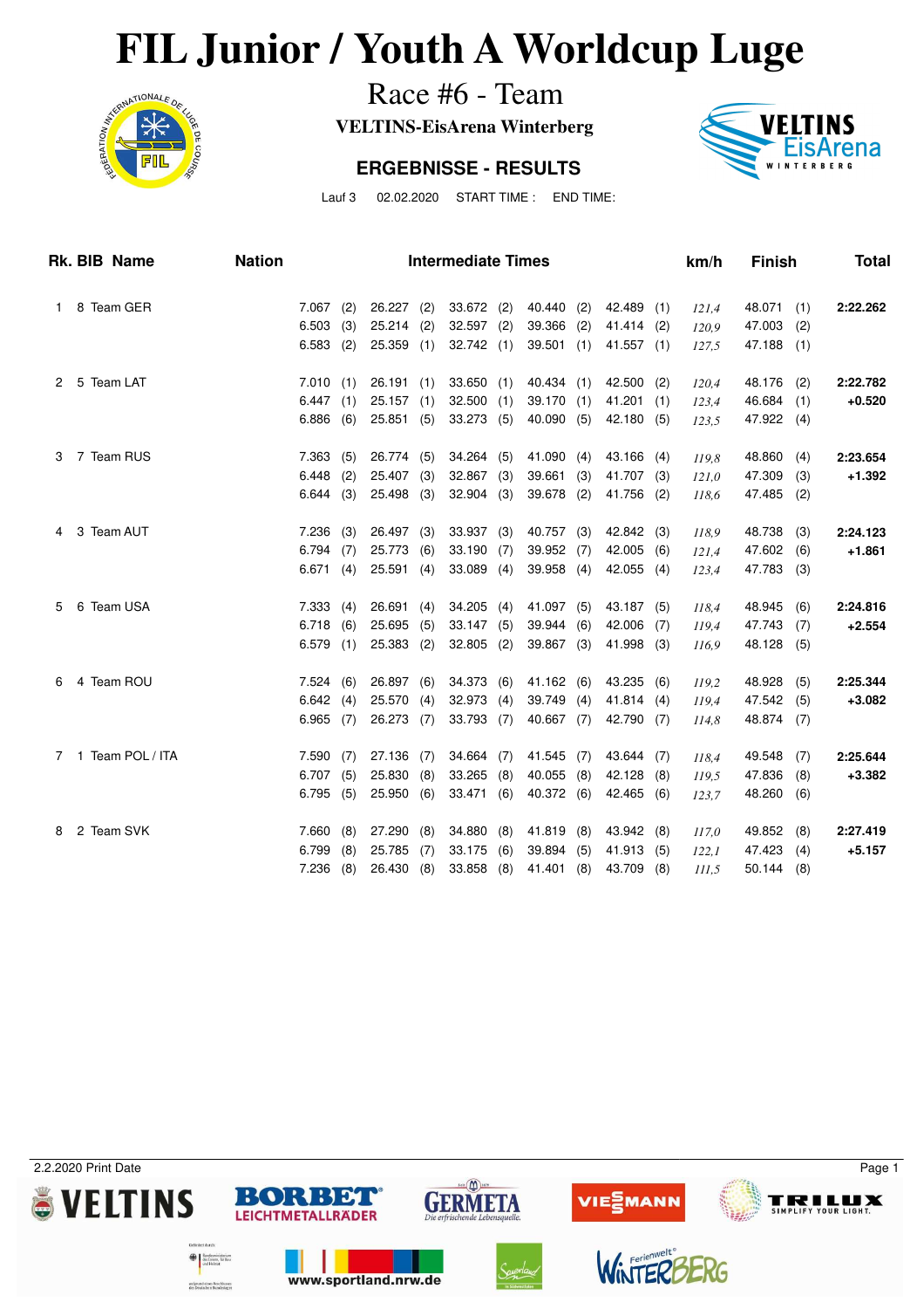# FIL Junior / Youth A Worldcup Luge

## Race #6 - Team

**VELTINS-EisArena Winterberg**

### ERGEBNISSE - RESULTS

Lauf 3 02.02.2020 START TIME : END TIME:

| Rk. | BIB | Name | Nation | Intermediate Times | | | | | km/h | Finish | Total |
|---|---|---|---|---|---|---|---|---|---|---|---|
| 1 | 8 | Team GER | | 7.067 (2) | 26.227 (2) | 33.672 (2) | 40.440 (2) | 42.489 (1) | 121,4 | 48.071 (1) | 2:22.262 |
| | | | | 6.503 (3) | 25.214 (2) | 32.597 (2) | 39.366 (2) | 41.414 (2) | 120,9 | 47.003 (2) | |
| | | | | 6.583 (2) | 25.359 (1) | 32.742 (1) | 39.501 (1) | 41.557 (1) | 127,5 | 47.188 (1) | |
| 2 | 5 | Team LAT | | 7.010 (1) | 26.191 (1) | 33.650 (1) | 40.434 (1) | 42.500 (2) | 120,4 | 48.176 (2) | 2:22.782 |
| | | | | 6.447 (1) | 25.157 (1) | 32.500 (1) | 39.170 (1) | 41.201 (1) | 123,4 | 46.684 (1) | +0.520 |
| | | | | 6.886 (6) | 25.851 (5) | 33.273 (5) | 40.090 (5) | 42.180 (5) | 123,5 | 47.922 (4) | |
| 3 | 7 | Team RUS | | 7.363 (5) | 26.774 (5) | 34.264 (5) | 41.090 (4) | 43.166 (4) | 119,8 | 48.860 (4) | 2:23.654 |
| | | | | 6.448 (2) | 25.407 (3) | 32.867 (3) | 39.661 (3) | 41.707 (3) | 121,0 | 47.309 (3) | +1.392 |
| | | | | 6.644 (3) | 25.498 (3) | 32.904 (3) | 39.678 (2) | 41.756 (2) | 118,6 | 47.485 (2) | |
| 4 | 3 | Team AUT | | 7.236 (3) | 26.497 (3) | 33.937 (3) | 40.757 (3) | 42.842 (3) | 118,9 | 48.738 (3) | 2:24.123 |
| | | | | 6.794 (7) | 25.773 (6) | 33.190 (7) | 39.952 (7) | 42.005 (6) | 121,4 | 47.602 (6) | +1.861 |
| | | | | 6.671 (4) | 25.591 (4) | 33.089 (4) | 39.958 (4) | 42.055 (4) | 123,4 | 47.783 (3) | |
| 5 | 6 | Team USA | | 7.333 (4) | 26.691 (4) | 34.205 (4) | 41.097 (5) | 43.187 (5) | 118,4 | 48.945 (6) | 2:24.816 |
| | | | | 6.718 (6) | 25.695 (5) | 33.147 (5) | 39.944 (6) | 42.006 (7) | 119,4 | 47.743 (7) | +2.554 |
| | | | | 6.579 (1) | 25.383 (2) | 32.805 (2) | 39.867 (3) | 41.998 (3) | 116,9 | 48.128 (5) | |
| 6 | 4 | Team ROU | | 7.524 (6) | 26.897 (6) | 34.373 (6) | 41.162 (6) | 43.235 (6) | 119,2 | 48.928 (5) | 2:25.344 |
| | | | | 6.642 (4) | 25.570 (4) | 32.973 (4) | 39.749 (4) | 41.814 (4) | 119,4 | 47.542 (5) | +3.082 |
| | | | | 6.965 (7) | 26.273 (7) | 33.793 (7) | 40.667 (7) | 42.790 (7) | 114,8 | 48.874 (7) | |
| 7 | 1 | Team POL / ITA | | 7.590 (7) | 27.136 (7) | 34.664 (7) | 41.545 (7) | 43.644 (7) | 118,4 | 49.548 (7) | 2:25.644 |
| | | | | 6.707 (5) | 25.830 (8) | 33.265 (8) | 40.055 (8) | 42.128 (8) | 119,5 | 47.836 (8) | +3.382 |
| | | | | 6.795 (5) | 25.950 (6) | 33.471 (6) | 40.372 (6) | 42.465 (6) | 123,7 | 48.260 (6) | |
| 8 | 2 | Team SVK | | 7.660 (8) | 27.290 (8) | 34.880 (8) | 41.819 (8) | 43.942 (8) | 117,0 | 49.852 (8) | 2:27.419 |
| | | | | 6.799 (8) | 25.785 (7) | 33.175 (6) | 39.894 (5) | 41.913 (5) | 122,1 | 47.423 (4) | +5.157 |
| | | | | 7.236 (8) | 26.430 (8) | 33.858 (8) | 41.401 (8) | 43.709 (8) | 111,5 | 50.144 (8) | |

2.2.2020 Print Date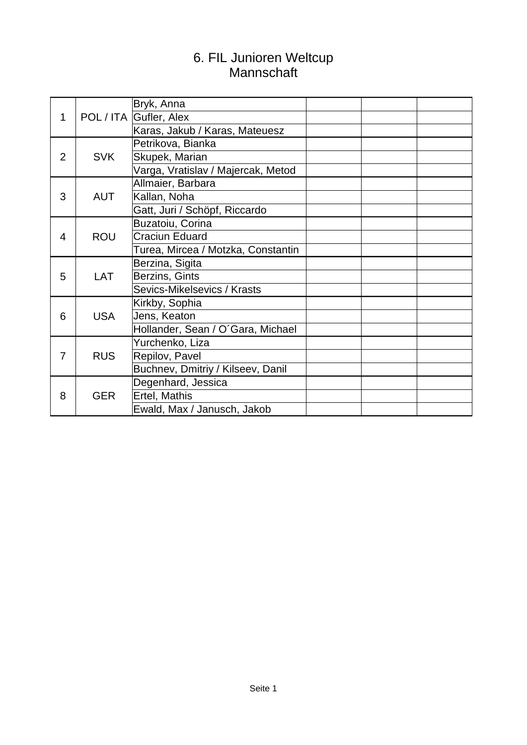# 6. FIL Junioren Weltcup
## Mannschaft

| | | | | | |
|---|---|---|---|---|---|
| 1 | POL / ITA | Bryk, Anna | | | |
| | | Gufler, Alex | | | |
| | | Karas, Jakub / Karas, Mateuesz | | | |
| 2 | SVK | Petrikova, Bianka | | | |
| | | Skupek, Marian | | | |
| | | Varga, Vratislav / Majercak, Metod | | | |
| 3 | AUT | Allmaier, Barbara | | | |
| | | Kallan, Noha | | | |
| | | Gatt, Juri / Schöpf, Riccardo | | | |
| 4 | ROU | Buzatoiu, Corina | | | |
| | | Craciun Eduard | | | |
| | | Turea, Mircea / Motzka, Constantin | | | |
| 5 | LAT | Berzina, Sigita | | | |
| | | Berzins, Gints | | | |
| | | Sevics-Mikelsevics / Krasts | | | |
| 6 | USA | Kirkby, Sophia | | | |
| | | Jens, Keaton | | | |
| | | Hollander, Sean / O´Gara, Michael | | | |
| 7 | RUS | Yurchenko, Liza | | | |
| | | Repilov, Pavel | | | |
| | | Buchnev, Dmitriy / Kilseev, Danil | | | |
| 8 | GER | Degenhard, Jessica | | | |
| | | Ertel, Mathis | | | |
| | | Ewald, Max / Janusch, Jakob | | | |